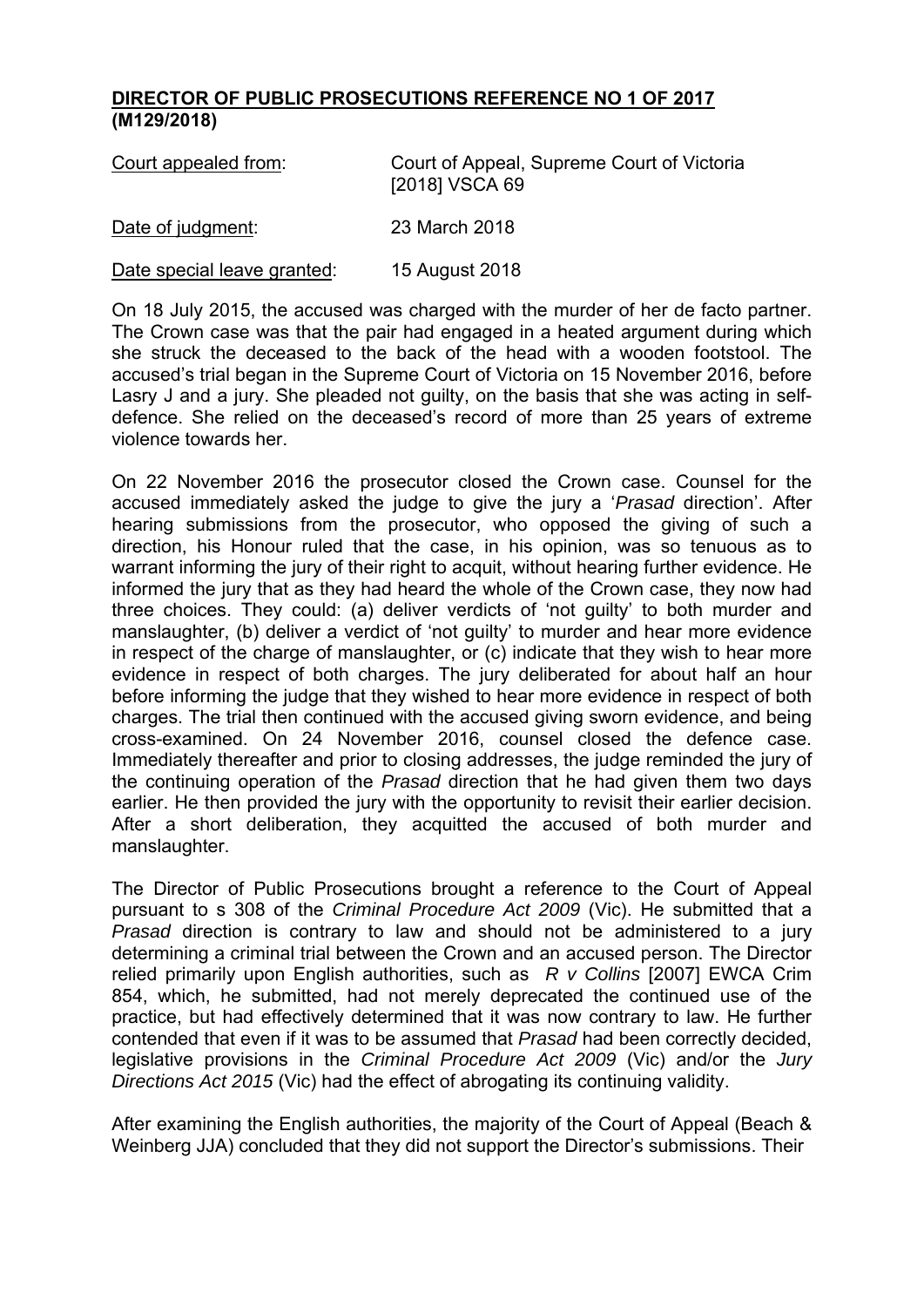**DIRECTOR OF PUBLIC PROSECUTIONS REFERENCE NO 1 OF 2017 (M129/2018)**

| | |
|---|---|
| Court appealed from: | Court of Appeal, Supreme Court of Victoria [2018] VSCA 69 |
| Date of judgment: | 23 March 2018 |
| Date special leave granted: | 15 August 2018 |

On 18 July 2015, the accused was charged with the murder of her de facto partner. The Crown case was that the pair had engaged in a heated argument during which she struck the deceased to the back of the head with a wooden footstool. The accused's trial began in the Supreme Court of Victoria on 15 November 2016, before Lasry J and a jury. She pleaded not guilty, on the basis that she was acting in self-defence. She relied on the deceased's record of more than 25 years of extreme violence towards her.

On 22 November 2016 the prosecutor closed the Crown case. Counsel for the accused immediately asked the judge to give the jury a '*Prasad* direction'. After hearing submissions from the prosecutor, who opposed the giving of such a direction, his Honour ruled that the case, in his opinion, was so tenuous as to warrant informing the jury of their right to acquit, without hearing further evidence. He informed the jury that as they had heard the whole of the Crown case, they now had three choices. They could: (a) deliver verdicts of 'not guilty' to both murder and manslaughter, (b) deliver a verdict of 'not guilty' to murder and hear more evidence in respect of the charge of manslaughter, or (c) indicate that they wish to hear more evidence in respect of both charges. The jury deliberated for about half an hour before informing the judge that they wished to hear more evidence in respect of both charges. The trial then continued with the accused giving sworn evidence, and being cross-examined. On 24 November 2016, counsel closed the defence case. Immediately thereafter and prior to closing addresses, the judge reminded the jury of the continuing operation of the *Prasad* direction that he had given them two days earlier. He then provided the jury with the opportunity to revisit their earlier decision. After a short deliberation, they acquitted the accused of both murder and manslaughter.

The Director of Public Prosecutions brought a reference to the Court of Appeal pursuant to s 308 of the *Criminal Procedure Act 2009* (Vic). He submitted that a *Prasad* direction is contrary to law and should not be administered to a jury determining a criminal trial between the Crown and an accused person. The Director relied primarily upon English authorities, such as *R v Collins* [2007] EWCA Crim 854, which, he submitted, had not merely deprecated the continued use of the practice, but had effectively determined that it was now contrary to law. He further contended that even if it was to be assumed that *Prasad* had been correctly decided, legislative provisions in the *Criminal Procedure Act 2009* (Vic) and/or the *Jury Directions Act 2015* (Vic) had the effect of abrogating its continuing validity.

After examining the English authorities, the majority of the Court of Appeal (Beach & Weinberg JJA) concluded that they did not support the Director's submissions. Their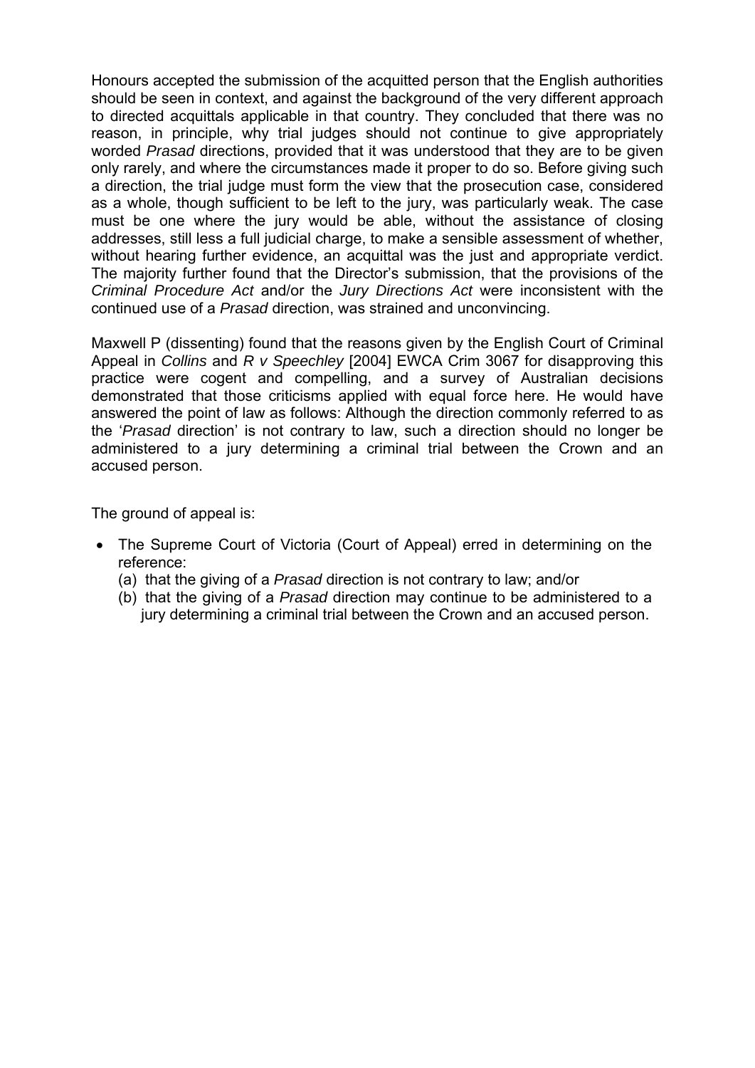Honours accepted the submission of the acquitted person that the English authorities should be seen in context, and against the background of the very different approach to directed acquittals applicable in that country. They concluded that there was no reason, in principle, why trial judges should not continue to give appropriately worded *Prasad* directions, provided that it was understood that they are to be given only rarely, and where the circumstances made it proper to do so. Before giving such a direction, the trial judge must form the view that the prosecution case, considered as a whole, though sufficient to be left to the jury, was particularly weak. The case must be one where the jury would be able, without the assistance of closing addresses, still less a full judicial charge, to make a sensible assessment of whether, without hearing further evidence, an acquittal was the just and appropriate verdict. The majority further found that the Director's submission, that the provisions of the *Criminal Procedure Act* and/or the *Jury Directions Act* were inconsistent with the continued use of a *Prasad* direction, was strained and unconvincing.

Maxwell P (dissenting) found that the reasons given by the English Court of Criminal Appeal in *Collins* and *R v Speechley* [2004] EWCA Crim 3067 for disapproving this practice were cogent and compelling, and a survey of Australian decisions demonstrated that those criticisms applied with equal force here. He would have answered the point of law as follows: Although the direction commonly referred to as the '*Prasad* direction' is not contrary to law, such a direction should no longer be administered to a jury determining a criminal trial between the Crown and an accused person.

The ground of appeal is:

- The Supreme Court of Victoria (Court of Appeal) erred in determining on the reference:
  - (a) that the giving of a *Prasad* direction is not contrary to law; and/or
  - (b) that the giving of a *Prasad* direction may continue to be administered to a jury determining a criminal trial between the Crown and an accused person.